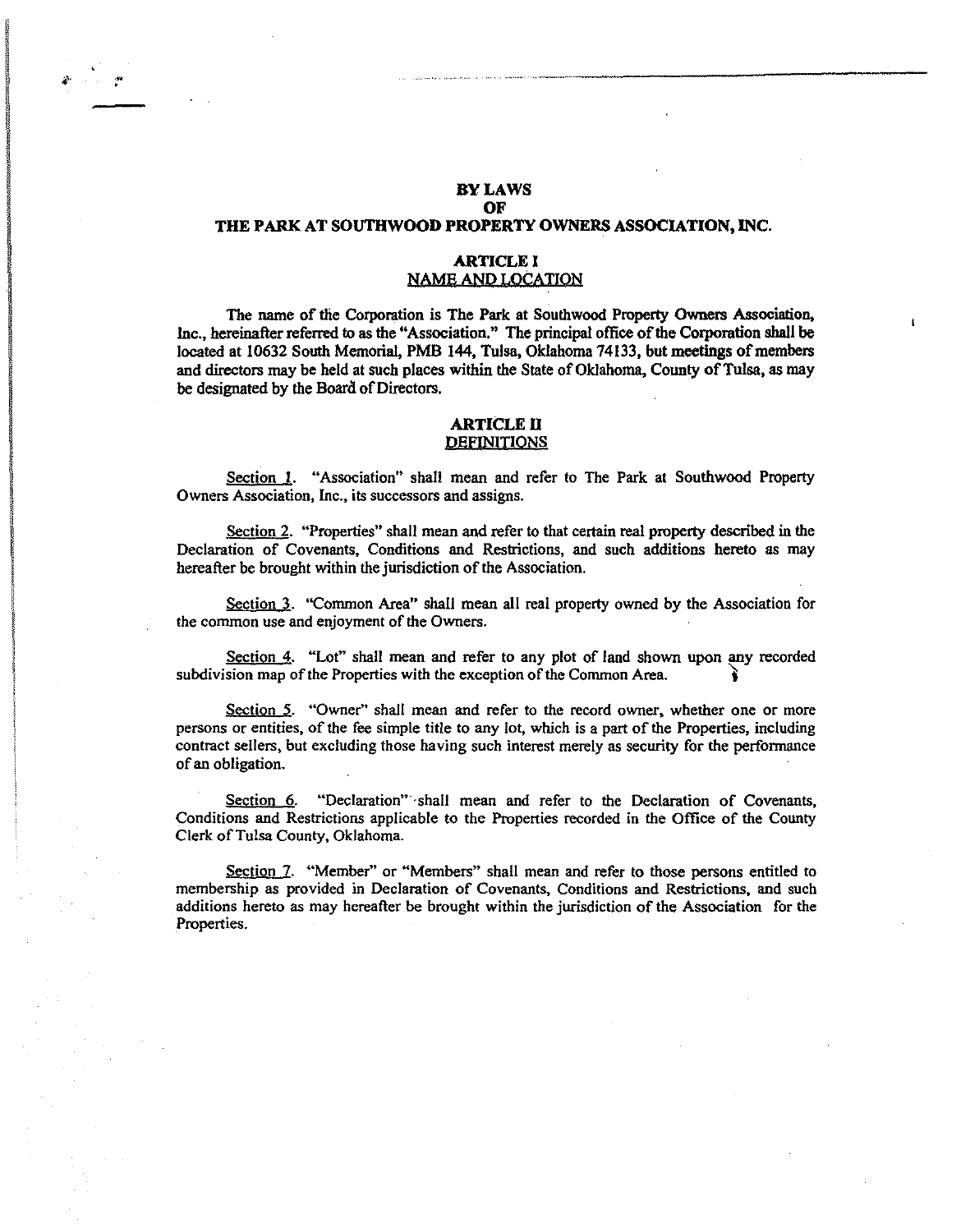# BY LAWS
# OF
# THE PARK AT SOUTHWOOD PROPERTY OWNERS ASSOCIATION, INC.

## ARTICLE I
## NAME AND LOCATION

The name of the Corporation is The Park at Southwood Property Owners Association, Inc., hereinafter referred to as the "Association." The principal office of the Corporation shall be located at 10632 South Memorial, PMB 144, Tulsa, Oklahoma 74133, but meetings of members and directors may be held at such places within the State of Oklahoma, County of Tulsa, as may be designated by the Board of Directors.

## ARTICLE II
## DEFINITIONS

Section 1. "Association" shall mean and refer to The Park at Southwood Property Owners Association, Inc., its successors and assigns.

Section 2. "Properties" shall mean and refer to that certain real property described in the Declaration of Covenants, Conditions and Restrictions, and such additions hereto as may hereafter be brought within the jurisdiction of the Association.

Section 3. "Common Area" shall mean all real property owned by the Association for the common use and enjoyment of the Owners.

Section 4. "Lot" shall mean and refer to any plot of land shown upon any recorded subdivision map of the Properties with the exception of the Common Area.

Section 5. "Owner" shall mean and refer to the record owner, whether one or more persons or entities, of the fee simple title to any lot, which is a part of the Properties, including contract sellers, but excluding those having such interest merely as security for the performance of an obligation.

Section 6. "Declaration" shall mean and refer to the Declaration of Covenants, Conditions and Restrictions applicable to the Properties recorded in the Office of the County Clerk of Tulsa County, Oklahoma.

Section 7. "Member" or "Members" shall mean and refer to those persons entitled to membership as provided in Declaration of Covenants, Conditions and Restrictions, and such additions hereto as may hereafter be brought within the jurisdiction of the Association for the Properties.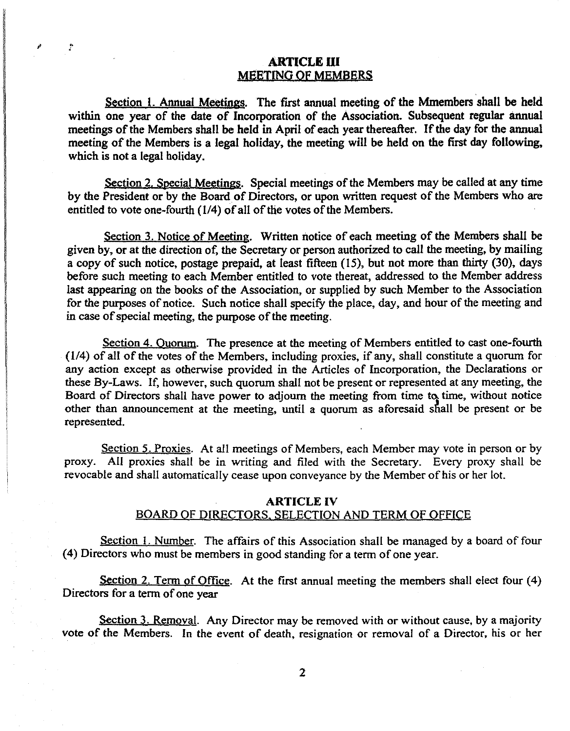## ARTICLE III
### MEETING OF MEMBERS

Section 1. Annual Meetings. The first annual meeting of the Mmembers shall be held within one year of the date of Incorporation of the Association. Subsequent regular annual meetings of the Members shall be held in April of each year thereafter. If the day for the annual meeting of the Members is a legal holiday, the meeting will be held on the first day following, which is not a legal holiday.

Section 2. Special Meetings. Special meetings of the Members may be called at any time by the President or by the Board of Directors, or upon written request of the Members who are entitled to vote one-fourth (1/4) of all of the votes of the Members.

Section 3. Notice of Meeting. Written notice of each meeting of the Members shall be given by, or at the direction of, the Secretary or person authorized to call the meeting, by mailing a copy of such notice, postage prepaid, at least fifteen (15), but not more than thirty (30), days before such meeting to each Member entitled to vote thereat, addressed to the Member address last appearing on the books of the Association, or supplied by such Member to the Association for the purposes of notice. Such notice shall specify the place, day, and hour of the meeting and in case of special meeting, the purpose of the meeting.

Section 4. Quorum. The presence at the meeting of Members entitled to cast one-fourth (1/4) of all of the votes of the Members, including proxies, if any, shall constitute a quorum for any action except as otherwise provided in the Articles of Incorporation, the Declarations or these By-Laws. If, however, such quorum shall not be present or represented at any meeting, the Board of Directors shall have power to adjourn the meeting from time to time, without notice other than announcement at the meeting, until a quorum as aforesaid shall be present or be represented.

Section 5. Proxies. At all meetings of Members, each Member may vote in person or by proxy. All proxies shall be in writing and filed with the Secretary. Every proxy shall be revocable and shall automatically cease upon conveyance by the Member of his or her lot.

## ARTICLE IV
### BOARD OF DIRECTORS, SELECTION AND TERM OF OFFICE

Section 1. Number. The affairs of this Association shall be managed by a board of four (4) Directors who must be members in good standing for a term of one year.

Section 2. Term of Office. At the first annual meeting the members shall elect four (4) Directors for a term of one year

Section 3. Removal. Any Director may be removed with or without cause, by a majority vote of the Members. In the event of death, resignation or removal of a Director, his or her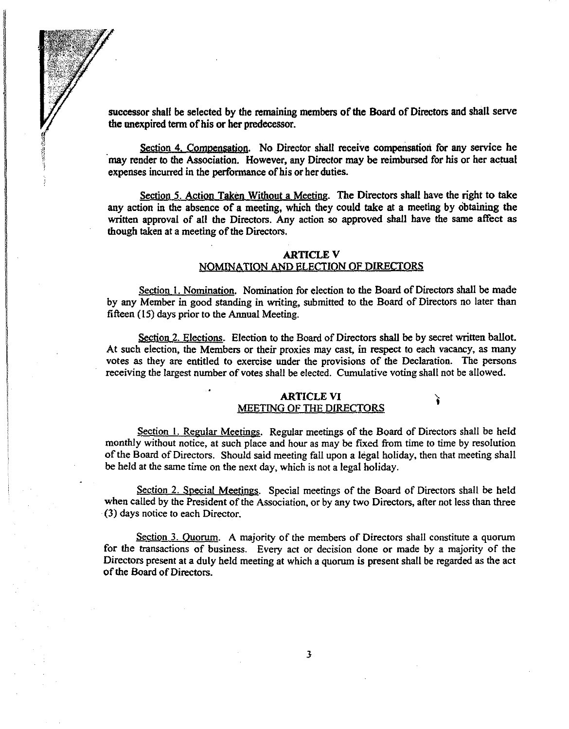successor shall be selected by the remaining members of the Board of Directors and shall serve the unexpired term of his or her predecessor.

Section 4. Compensation. No Director shall receive compensation for any service he may render to the Association. However, any Director may be reimbursed for his or her actual expenses incurred in the performance of his or her duties.

Section 5. Action Taken Without a Meeting. The Directors shall have the right to take any action in the absence of a meeting, which they could take at a meeting by obtaining the written approval of all the Directors. Any action so approved shall have the same affect as though taken at a meeting of the Directors.

## ARTICLE V
## NOMINATION AND ELECTION OF DIRECTORS

Section 1. Nomination. Nomination for election to the Board of Directors shall be made by any Member in good standing in writing, submitted to the Board of Directors no later than fifteen (15) days prior to the Annual Meeting.

Section 2. Elections. Election to the Board of Directors shall be by secret written ballot. At such election, the Members or their proxies may cast, in respect to each vacancy, as many votes as they are entitled to exercise under the provisions of the Declaration. The persons receiving the largest number of votes shall be elected. Cumulative voting shall not be allowed.

## ARTICLE VI
## MEETING OF THE DIRECTORS

Section 1. Regular Meetings. Regular meetings of the Board of Directors shall be held monthly without notice, at such place and hour as may be fixed from time to time by resolution of the Board of Directors. Should said meeting fall upon a legal holiday, then that meeting shall be held at the same time on the next day, which is not a legal holiday.

Section 2. Special Meetings. Special meetings of the Board of Directors shall be held when called by the President of the Association, or by any two Directors, after not less than three (3) days notice to each Director.

Section 3. Quorum. A majority of the members of Directors shall constitute a quorum for the transactions of business. Every act or decision done or made by a majority of the Directors present at a duly held meeting at which a quorum is present shall be regarded as the act of the Board of Directors.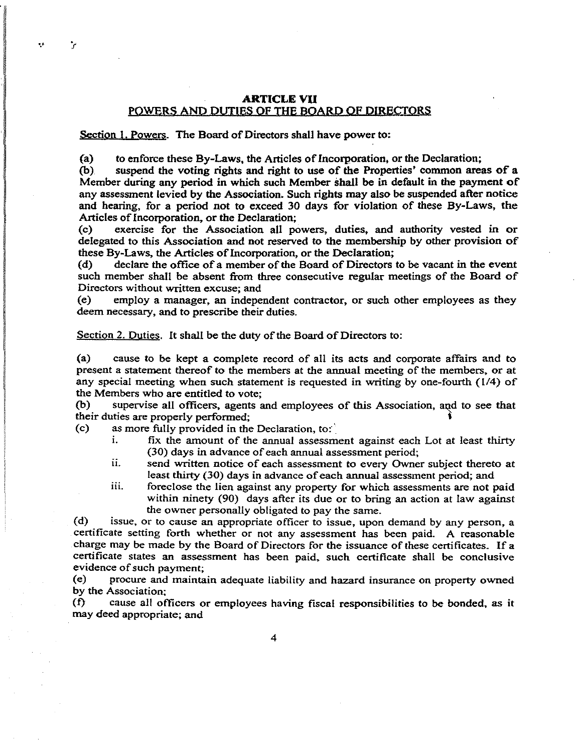## ARTICLE VII
## POWERS AND DUTIES OF THE BOARD OF DIRECTORS

Section 1. Powers. The Board of Directors shall have power to:

(a) to enforce these By-Laws, the Articles of Incorporation, or the Declaration;
(b) suspend the voting rights and right to use of the Properties' common areas of a Member during any period in which such Member shall be in default in the payment of any assessment levied by the Association. Such rights may also be suspended after notice and hearing, for a period not to exceed 30 days for violation of these By-Laws, the Articles of Incorporation, or the Declaration;
(c) exercise for the Association all powers, duties, and authority vested in or delegated to this Association and not reserved to the membership by other provision of these By-Laws, the Articles of Incorporation, or the Declaration;
(d) declare the office of a member of the Board of Directors to be vacant in the event such member shall be absent from three consecutive regular meetings of the Board of Directors without written excuse; and
(e) employ a manager, an independent contractor, or such other employees as they deem necessary, and to prescribe their duties.

Section 2. Duties. It shall be the duty of the Board of Directors to:

(a) cause to be kept a complete record of all its acts and corporate affairs and to present a statement thereof to the members at the annual meeting of the members, or at any special meeting when such statement is requested in writing by one-fourth (1/4) of the Members who are entitled to vote;
(b) supervise all officers, agents and employees of this Association, and to see that their duties are properly performed;
(c) as more fully provided in the Declaration, to:
  i. fix the amount of the annual assessment against each Lot at least thirty (30) days in advance of each annual assessment period;
  ii. send written notice of each assessment to every Owner subject thereto at least thirty (30) days in advance of each annual assessment period; and
  iii. foreclose the lien against any property for which assessments are not paid within ninety (90) days after its due or to bring an action at law against the owner personally obligated to pay the same.

(d) issue, or to cause an appropriate officer to issue, upon demand by any person, a certificate setting forth whether or not any assessment has been paid. A reasonable charge may be made by the Board of Directors for the issuance of these certificates. If a certificate states an assessment has been paid, such certificate shall be conclusive evidence of such payment;
(e) procure and maintain adequate liability and hazard insurance on property owned by the Association;
(f) cause all officers or employees having fiscal responsibilities to be bonded, as it may deed appropriate; and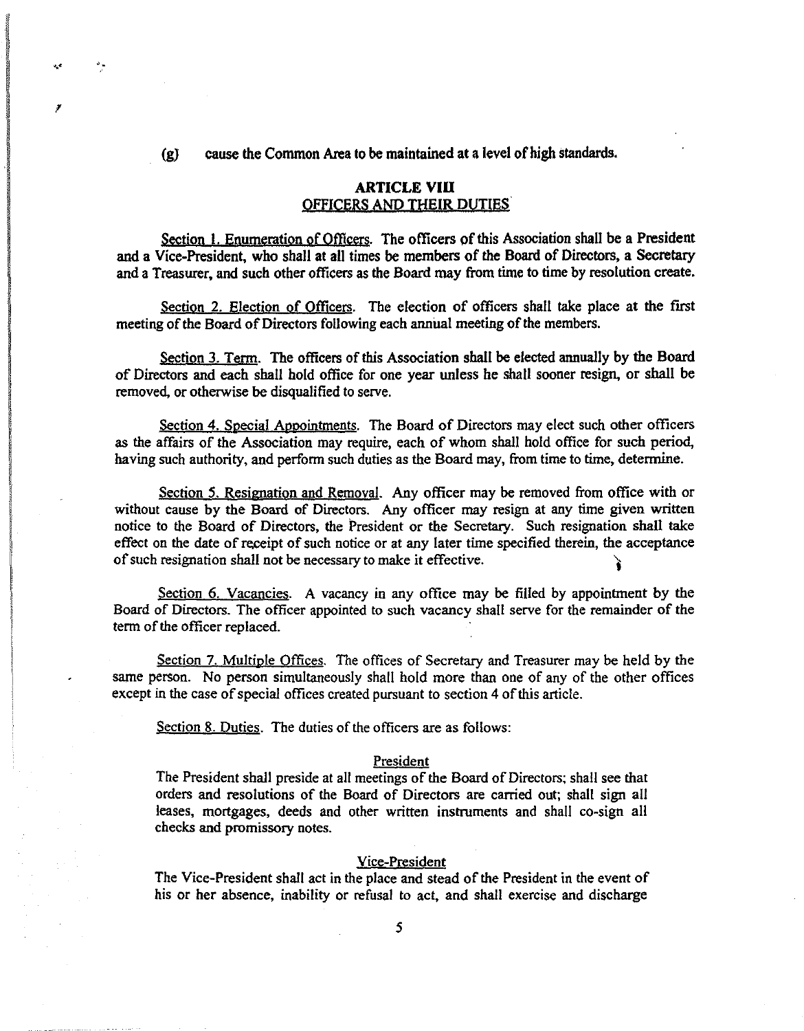(g) cause the Common Area to be maintained at a level of high standards.

## ARTICLE VIII
## OFFICERS AND THEIR DUTIES

Section 1. Enumeration of Officers. The officers of this Association shall be a President and a Vice-President, who shall at all times be members of the Board of Directors, a Secretary and a Treasurer, and such other officers as the Board may from time to time by resolution create.

Section 2. Election of Officers. The election of officers shall take place at the first meeting of the Board of Directors following each annual meeting of the members.

Section 3. Term. The officers of this Association shall be elected annually by the Board of Directors and each shall hold office for one year unless he shall sooner resign, or shall be removed, or otherwise be disqualified to serve.

Section 4. Special Appointments. The Board of Directors may elect such other officers as the affairs of the Association may require, each of whom shall hold office for such period, having such authority, and perform such duties as the Board may, from time to time, determine.

Section 5. Resignation and Removal. Any officer may be removed from office with or without cause by the Board of Directors. Any officer may resign at any time given written notice to the Board of Directors, the President or the Secretary. Such resignation shall take effect on the date of receipt of such notice or at any later time specified therein, the acceptance of such resignation shall not be necessary to make it effective.

Section 6. Vacancies. A vacancy in any office may be filled by appointment by the Board of Directors. The officer appointed to such vacancy shall serve for the remainder of the term of the officer replaced.

Section 7. Multiple Offices. The offices of Secretary and Treasurer may be held by the same person. No person simultaneously shall hold more than one of any of the other offices except in the case of special offices created pursuant to section 4 of this article.

Section 8. Duties. The duties of the officers are as follows:

President

The President shall preside at all meetings of the Board of Directors; shall see that orders and resolutions of the Board of Directors are carried out; shall sign all leases, mortgages, deeds and other written instruments and shall co-sign all checks and promissory notes.

Vice-President

The Vice-President shall act in the place and stead of the President in the event of his or her absence, inability or refusal to act, and shall exercise and discharge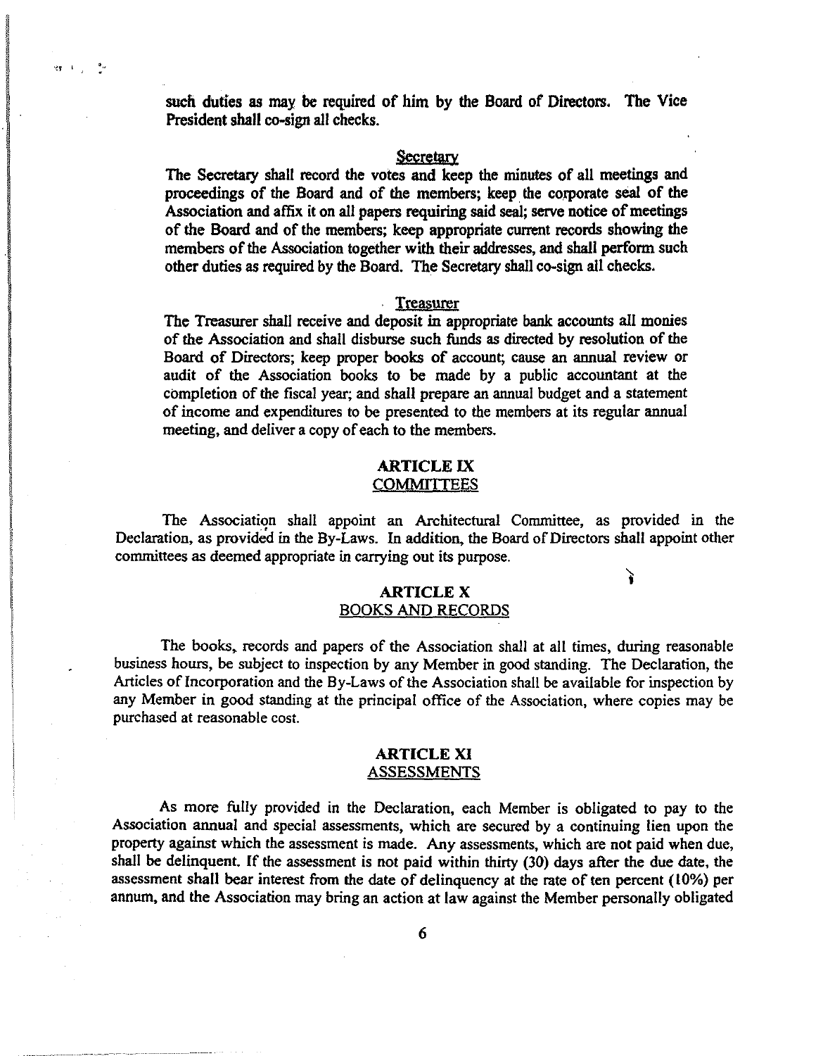such duties as may be required of him by the Board of Directors. The Vice President shall co-sign all checks.

Secretary

The Secretary shall record the votes and keep the minutes of all meetings and proceedings of the Board and of the members; keep the corporate seal of the Association and affix it on all papers requiring said seal; serve notice of meetings of the Board and of the members; keep appropriate current records showing the members of the Association together with their addresses, and shall perform such other duties as required by the Board. The Secretary shall co-sign all checks.

Treasurer

The Treasurer shall receive and deposit in appropriate bank accounts all monies of the Association and shall disburse such funds as directed by resolution of the Board of Directors; keep proper books of account; cause an annual review or audit of the Association books to be made by a public accountant at the completion of the fiscal year; and shall prepare an annual budget and a statement of income and expenditures to be presented to the members at its regular annual meeting, and deliver a copy of each to the members.

## ARTICLE IX
## COMMITTEES

The Association shall appoint an Architectural Committee, as provided in the Declaration, as provided in the By-Laws. In addition, the Board of Directors shall appoint other committees as deemed appropriate in carrying out its purpose.

## ARTICLE X
## BOOKS AND RECORDS

The books, records and papers of the Association shall at all times, during reasonable business hours, be subject to inspection by any Member in good standing. The Declaration, the Articles of Incorporation and the By-Laws of the Association shall be available for inspection by any Member in good standing at the principal office of the Association, where copies may be purchased at reasonable cost.

## ARTICLE XI
## ASSESSMENTS

As more fully provided in the Declaration, each Member is obligated to pay to the Association annual and special assessments, which are secured by a continuing lien upon the property against which the assessment is made. Any assessments, which are not paid when due, shall be delinquent. If the assessment is not paid within thirty (30) days after the due date, the assessment shall bear interest from the date of delinquency at the rate of ten percent (10%) per annum, and the Association may bring an action at law against the Member personally obligated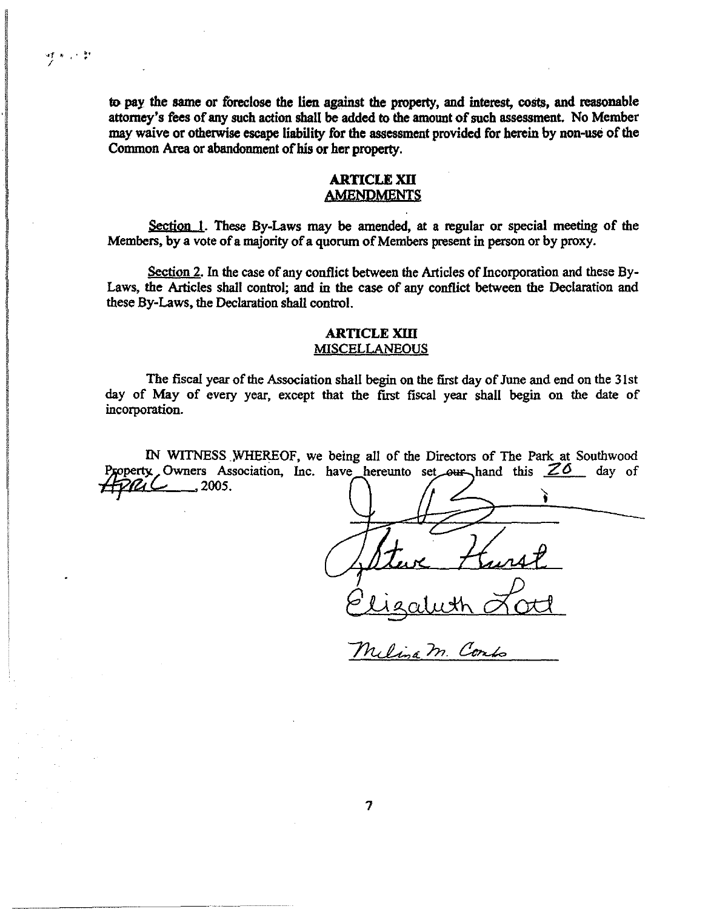to pay the same or foreclose the lien against the property, and interest, costs, and reasonable attorney's fees of any such action shall be added to the amount of such assessment. No Member may waive or otherwise escape liability for the assessment provided for herein by non-use of the Common Area or abandonment of his or her property.

## ARTICLE XII
## AMENDMENTS

Section 1. These By-Laws may be amended, at a regular or special meeting of the Members, by a vote of a majority of a quorum of Members present in person or by proxy.

Section 2. In the case of any conflict between the Articles of Incorporation and these By-Laws, the Articles shall control; and in the case of any conflict between the Declaration and these By-Laws, the Declaration shall control.

## ARTICLE XIII
## MISCELLANEOUS

The fiscal year of the Association shall begin on the first day of June and end on the 31st day of May of every year, except that the first fiscal year shall begin on the date of incorporation.

IN WITNESS WHEREOF, we being all of the Directors of The Park at Southwood Property Owners Association, Inc. have hereunto set ~~our~~ hand this 26 day of April, 2005.

Steve Hurst

Elizabeth Lott

Melisa M. Combs